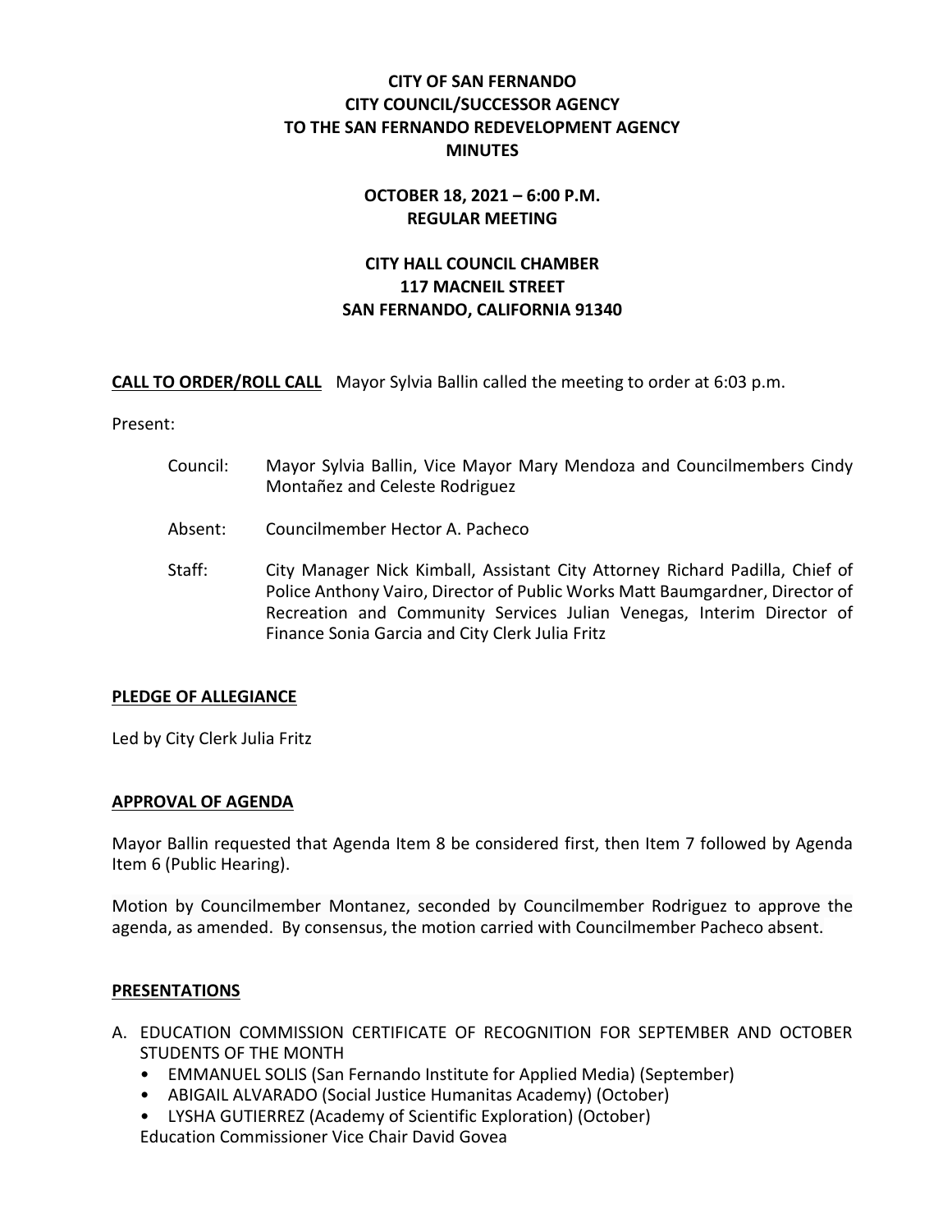# CITY OF SAN FERNANDO
# CITY COUNCIL/SUCCESSOR AGENCY
# TO THE SAN FERNANDO REDEVELOPMENT AGENCY
# MINUTES

**OCTOBER 18, 2021 – 6:00 P.M.**
**REGULAR MEETING**

**CITY HALL COUNCIL CHAMBER**
**117 MACNEIL STREET**
**SAN FERNANDO, CALIFORNIA 91340**

**CALL TO ORDER/ROLL CALL** Mayor Sylvia Ballin called the meeting to order at 6:03 p.m.

Present:

- Council: Mayor Sylvia Ballin, Vice Mayor Mary Mendoza and Councilmembers Cindy Montañez and Celeste Rodriguez
- Absent: Councilmember Hector A. Pacheco
- Staff: City Manager Nick Kimball, Assistant City Attorney Richard Padilla, Chief of Police Anthony Vairo, Director of Public Works Matt Baumgardner, Director of Recreation and Community Services Julian Venegas, Interim Director of Finance Sonia Garcia and City Clerk Julia Fritz

## PLEDGE OF ALLEGIANCE

Led by City Clerk Julia Fritz

## APPROVAL OF AGENDA

Mayor Ballin requested that Agenda Item 8 be considered first, then Item 7 followed by Agenda Item 6 (Public Hearing).

Motion by Councilmember Montanez, seconded by Councilmember Rodriguez to approve the agenda, as amended. By consensus, the motion carried with Councilmember Pacheco absent.

## PRESENTATIONS

A. EDUCATION COMMISSION CERTIFICATE OF RECOGNITION FOR SEPTEMBER AND OCTOBER STUDENTS OF THE MONTH
- EMMANUEL SOLIS (San Fernando Institute for Applied Media) (September)
- ABIGAIL ALVARADO (Social Justice Humanitas Academy) (October)
- LYSHA GUTIERREZ (Academy of Scientific Exploration) (October)

Education Commissioner Vice Chair David Govea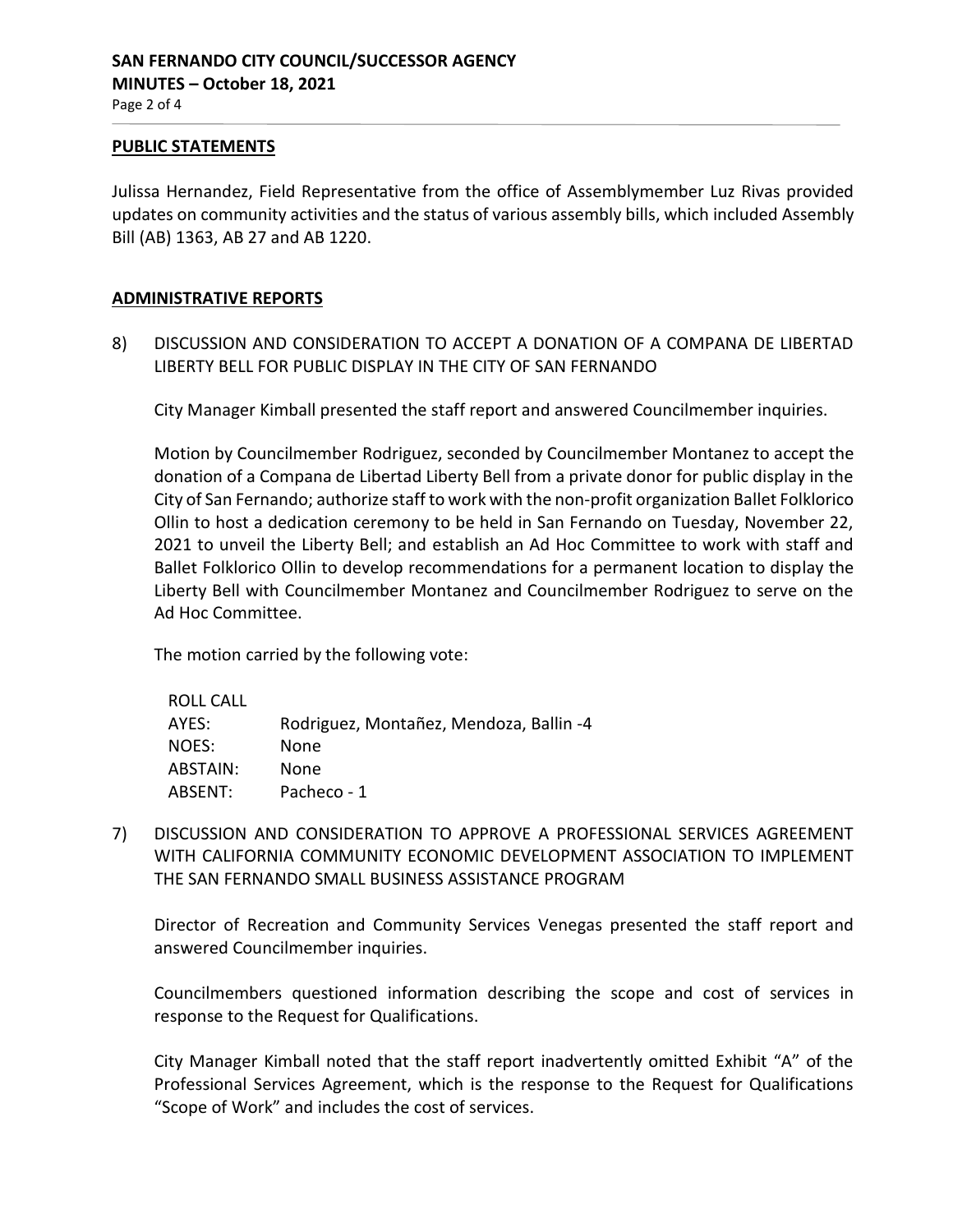**PUBLIC STATEMENTS**

Julissa Hernandez, Field Representative from the office of Assemblymember Luz Rivas provided updates on community activities and the status of various assembly bills, which included Assembly Bill (AB) 1363, AB 27 and AB 1220.

**ADMINISTRATIVE REPORTS**

8) DISCUSSION AND CONSIDERATION TO ACCEPT A DONATION OF A COMPANA DE LIBERTAD LIBERTY BELL FOR PUBLIC DISPLAY IN THE CITY OF SAN FERNANDO

City Manager Kimball presented the staff report and answered Councilmember inquiries.

Motion by Councilmember Rodriguez, seconded by Councilmember Montanez to accept the donation of a Compana de Libertad Liberty Bell from a private donor for public display in the City of San Fernando; authorize staff to work with the non-profit organization Ballet Folklorico Ollin to host a dedication ceremony to be held in San Fernando on Tuesday, November 22, 2021 to unveil the Liberty Bell; and establish an Ad Hoc Committee to work with staff and Ballet Folklorico Ollin to develop recommendations for a permanent location to display the Liberty Bell with Councilmember Montanez and Councilmember Rodriguez to serve on the Ad Hoc Committee.

The motion carried by the following vote:

ROLL CALL
AYES: Rodriguez, Montañez, Mendoza, Ballin -4
NOES: None
ABSTAIN: None
ABSENT: Pacheco - 1

7) DISCUSSION AND CONSIDERATION TO APPROVE A PROFESSIONAL SERVICES AGREEMENT WITH CALIFORNIA COMMUNITY ECONOMIC DEVELOPMENT ASSOCIATION TO IMPLEMENT THE SAN FERNANDO SMALL BUSINESS ASSISTANCE PROGRAM

Director of Recreation and Community Services Venegas presented the staff report and answered Councilmember inquiries.

Councilmembers questioned information describing the scope and cost of services in response to the Request for Qualifications.

City Manager Kimball noted that the staff report inadvertently omitted Exhibit "A" of the Professional Services Agreement, which is the response to the Request for Qualifications "Scope of Work" and includes the cost of services.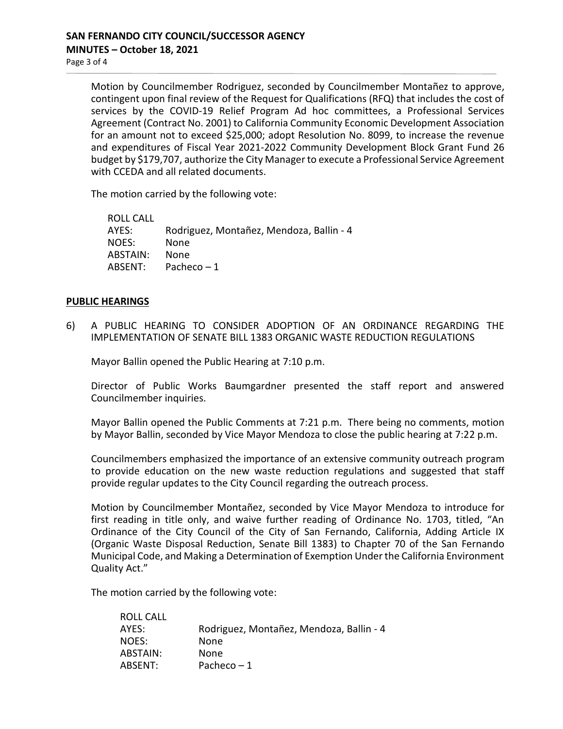Motion by Councilmember Rodriguez, seconded by Councilmember Montañez to approve, contingent upon final review of the Request for Qualifications (RFQ) that includes the cost of services by the COVID-19 Relief Program Ad hoc committees, a Professional Services Agreement (Contract No. 2001) to California Community Economic Development Association for an amount not to exceed $25,000; adopt Resolution No. 8099, to increase the revenue and expenditures of Fiscal Year 2021-2022 Community Development Block Grant Fund 26 budget by $179,707, authorize the City Manager to execute a Professional Service Agreement with CCEDA and all related documents.

The motion carried by the following vote:

| ROLL CALL | |
|---|---|
| AYES: | Rodriguez, Montañez, Mendoza, Ballin - 4 |
| NOES: | None |
| ABSTAIN: | None |
| ABSENT: | Pacheco – 1 |

## PUBLIC HEARINGS

6) A PUBLIC HEARING TO CONSIDER ADOPTION OF AN ORDINANCE REGARDING THE IMPLEMENTATION OF SENATE BILL 1383 ORGANIC WASTE REDUCTION REGULATIONS

Mayor Ballin opened the Public Hearing at 7:10 p.m.

Director of Public Works Baumgardner presented the staff report and answered Councilmember inquiries.

Mayor Ballin opened the Public Comments at 7:21 p.m. There being no comments, motion by Mayor Ballin, seconded by Vice Mayor Mendoza to close the public hearing at 7:22 p.m.

Councilmembers emphasized the importance of an extensive community outreach program to provide education on the new waste reduction regulations and suggested that staff provide regular updates to the City Council regarding the outreach process.

Motion by Councilmember Montañez, seconded by Vice Mayor Mendoza to introduce for first reading in title only, and waive further reading of Ordinance No. 1703, titled, "An Ordinance of the City Council of the City of San Fernando, California, Adding Article IX (Organic Waste Disposal Reduction, Senate Bill 1383) to Chapter 70 of the San Fernando Municipal Code, and Making a Determination of Exemption Under the California Environment Quality Act."

The motion carried by the following vote:

| ROLL CALL | |
|---|---|
| AYES: | Rodriguez, Montañez, Mendoza, Ballin - 4 |
| NOES: | None |
| ABSTAIN: | None |
| ABSENT: | Pacheco – 1 |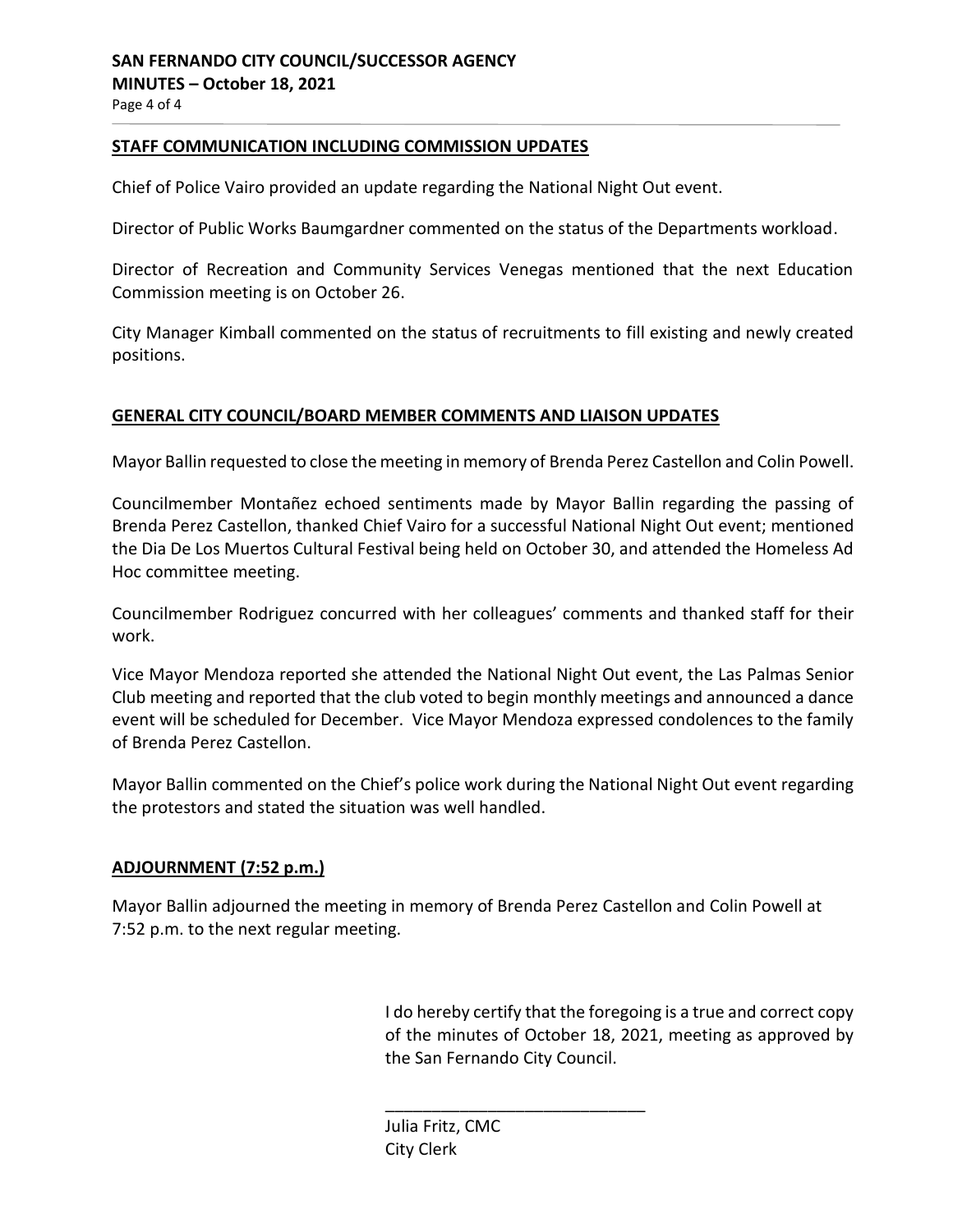## STAFF COMMUNICATION INCLUDING COMMISSION UPDATES

Chief of Police Vairo provided an update regarding the National Night Out event.

Director of Public Works Baumgardner commented on the status of the Departments workload.

Director of Recreation and Community Services Venegas mentioned that the next Education Commission meeting is on October 26.

City Manager Kimball commented on the status of recruitments to fill existing and newly created positions.

## GENERAL CITY COUNCIL/BOARD MEMBER COMMENTS AND LIAISON UPDATES

Mayor Ballin requested to close the meeting in memory of Brenda Perez Castellon and Colin Powell.

Councilmember Montañez echoed sentiments made by Mayor Ballin regarding the passing of Brenda Perez Castellon, thanked Chief Vairo for a successful National Night Out event; mentioned the Dia De Los Muertos Cultural Festival being held on October 30, and attended the Homeless Ad Hoc committee meeting.

Councilmember Rodriguez concurred with her colleagues' comments and thanked staff for their work.

Vice Mayor Mendoza reported she attended the National Night Out event, the Las Palmas Senior Club meeting and reported that the club voted to begin monthly meetings and announced a dance event will be scheduled for December. Vice Mayor Mendoza expressed condolences to the family of Brenda Perez Castellon.

Mayor Ballin commented on the Chief's police work during the National Night Out event regarding the protestors and stated the situation was well handled.

## ADJOURNMENT (7:52 p.m.)

Mayor Ballin adjourned the meeting in memory of Brenda Perez Castellon and Colin Powell at 7:52 p.m. to the next regular meeting.

I do hereby certify that the foregoing is a true and correct copy of the minutes of October 18, 2021, meeting as approved by the San Fernando City Council.

\_\_\_\_\_\_\_\_\_\_\_\_\_\_\_\_\_\_\_\_\_\_\_\_\_\_\_\_

Julia Fritz, CMC
City Clerk